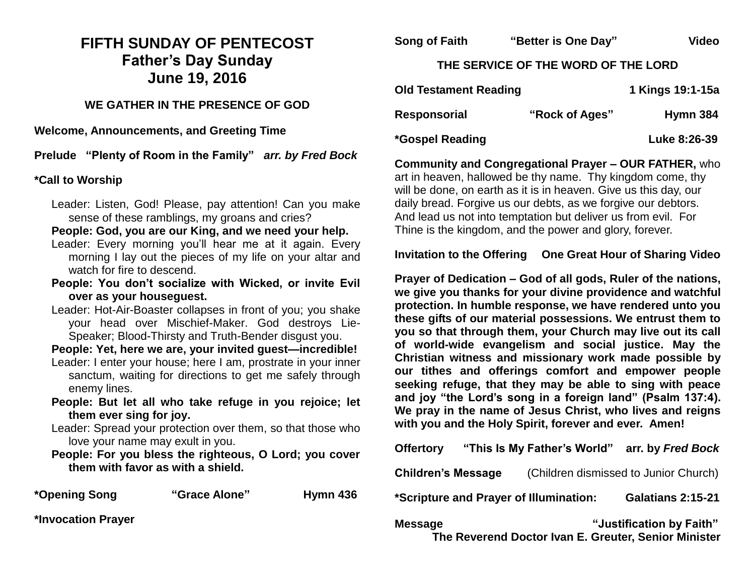# FIFTH SUNDAY OF PENTECOST
## Father's Day Sunday
## June 19, 2016

### WE GATHER IN THE PRESENCE OF GOD

**Welcome, Announcements, and Greeting Time**

**Prelude "Plenty of Room in the Family"** ***arr. by Fred Bock***

**\*Call to Worship**

Leader: Listen, God! Please, pay attention! Can you make sense of these ramblings, my groans and cries?

**People: God, you are our King, and we need your help.**

Leader: Every morning you'll hear me at it again. Every morning I lay out the pieces of my life on your altar and watch for fire to descend.

**People: You don't socialize with Wicked, or invite Evil over as your houseguest.**

Leader: Hot-Air-Boaster collapses in front of you; you shake your head over Mischief-Maker. God destroys Lie-Speaker; Blood-Thirsty and Truth-Bender disgust you.

**People: Yet, here we are, your invited guest—incredible!**

Leader: I enter your house; here I am, prostrate in your inner sanctum, waiting for directions to get me safely through enemy lines.

**People: But let all who take refuge in you rejoice; let them ever sing for joy.**

Leader: Spread your protection over them, so that those who love your name may exult in you.

**People: For you bless the righteous, O Lord; you cover them with favor as with a shield.**

**\*Opening Song "Grace Alone" Hymn 436**

**\*Invocation Prayer**

**Song of Faith "Better is One Day" Video**

### THE SERVICE OF THE WORD OF THE LORD

**Old Testament Reading 1 Kings 19:1-15a**

**Responsorial "Rock of Ages" Hymn 384**

**\*Gospel Reading Luke 8:26-39**

**Community and Congregational Prayer – OUR FATHER,** who art in heaven, hallowed be thy name. Thy kingdom come, thy will be done, on earth as it is in heaven. Give us this day, our daily bread. Forgive us our debts, as we forgive our debtors. And lead us not into temptation but deliver us from evil. For Thine is the kingdom, and the power and glory, forever.

**Invitation to the Offering One Great Hour of Sharing Video**

**Prayer of Dedication – God of all gods, Ruler of the nations, we give you thanks for your divine providence and watchful protection. In humble response, we have rendered unto you these gifts of our material possessions. We entrust them to you so that through them, your Church may live out its call of world-wide evangelism and social justice. May the Christian witness and missionary work made possible by our tithes and offerings comfort and empower people seeking refuge, that they may be able to sing with peace and joy "the Lord's song in a foreign land" (Psalm 137:4). We pray in the name of Jesus Christ, who lives and reigns with you and the Holy Spirit, forever and ever. Amen!**

**Offertory "This Is My Father's World" arr. by** ***Fred Bock***

**Children's Message** (Children dismissed to Junior Church)

**\*Scripture and Prayer of Illumination: Galatians 2:15-21**

**Message "Justification by Faith"**
**The Reverend Doctor Ivan E. Greuter, Senior Minister**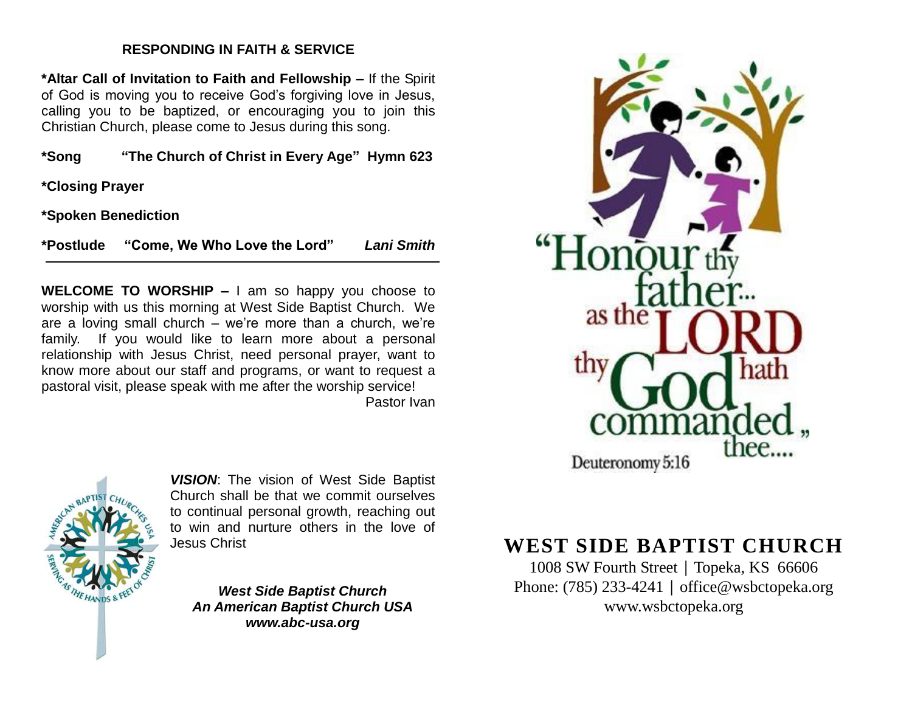## RESPONDING IN FAITH & SERVICE

**\*Altar Call of Invitation to Faith and Fellowship –** If the Spirit of God is moving you to receive God's forgiving love in Jesus, calling you to be baptized, or encouraging you to join this Christian Church, please come to Jesus during this song.

**\*Song "The Church of Christ in Every Age" Hymn 623**

**\*Closing Prayer**

**\*Spoken Benediction**

**\*Postlude "Come, We Who Love the Lord"** ***Lani Smith***

---

**WELCOME TO WORSHIP –** I am so happy you choose to worship with us this morning at West Side Baptist Church. We are a loving small church – we're more than a church, we're family. If you would like to learn more about a personal relationship with Jesus Christ, need personal prayer, want to know more about our staff and programs, or want to request a pastoral visit, please speak with me after the worship service!

Pastor Ivan

***VISION***: The vision of West Side Baptist Church shall be that we commit ourselves to continual personal growth, reaching out to win and nurture others in the love of Jesus Christ

***West Side Baptist Church***
***An American Baptist Church USA***
***www.abc-usa.org***

"Honour thy father... as the LORD thy God hath commanded thee...."
Deuteronomy 5:16

# WEST SIDE BAPTIST CHURCH

1008 SW Fourth Street | Topeka, KS 66606
Phone: (785) 233-4241 | office@wsbctopeka.org
www.wsbctopeka.org